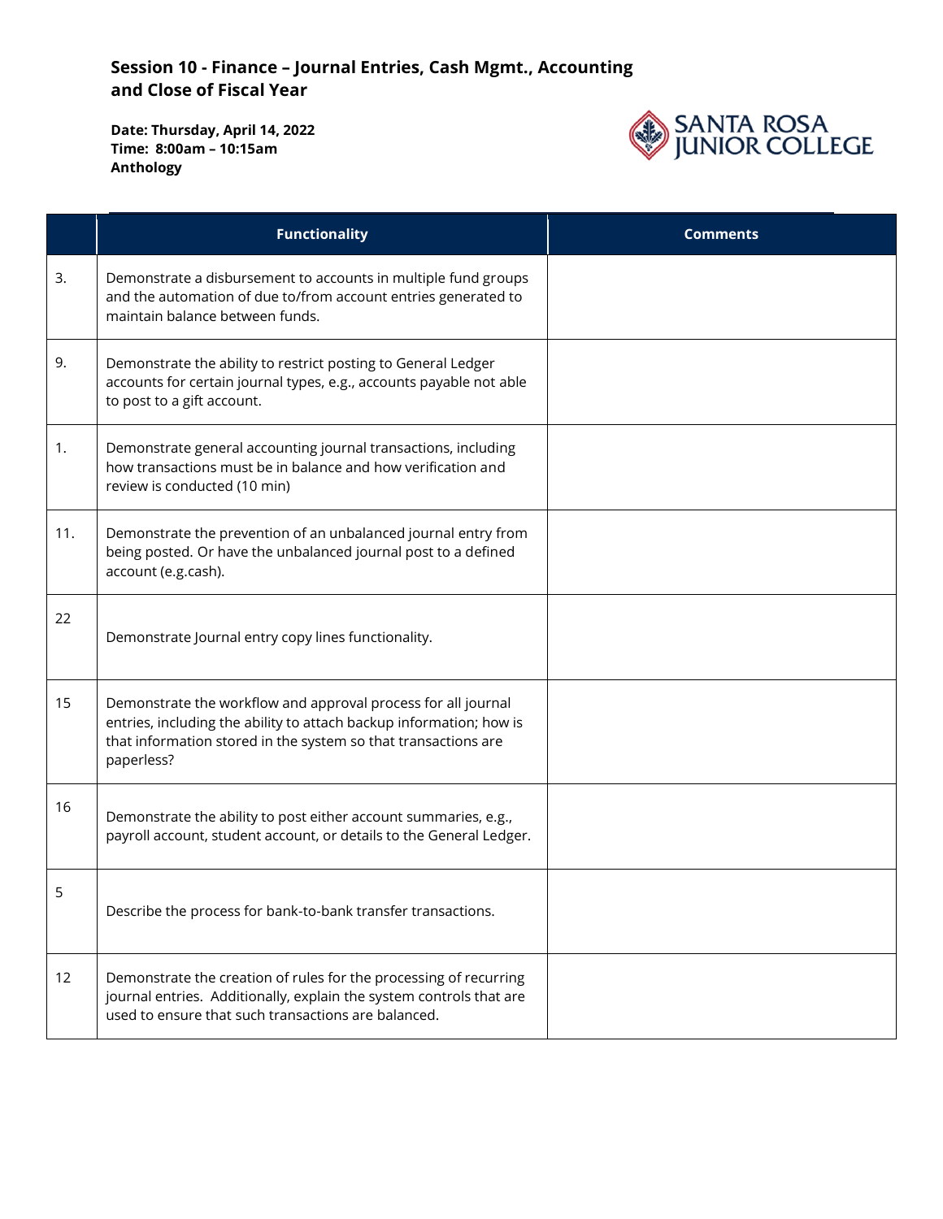## Session 10 - Finance – Journal Entries, Cash Mgmt., Accounting and Close of Fiscal Year

**Date: Thursday, April 14, 2022**
**Time: 8:00am – 10:15am**
**Anthology**

| | Functionality | Comments |
|---|---|---|
| 3. | Demonstrate a disbursement to accounts in multiple fund groups and the automation of due to/from account entries generated to maintain balance between funds. | |
| 9. | Demonstrate the ability to restrict posting to General Ledger accounts for certain journal types, e.g., accounts payable not able to post to a gift account. | |
| 1. | Demonstrate general accounting journal transactions, including how transactions must be in balance and how verification and review is conducted (10 min) | |
| 11. | Demonstrate the prevention of an unbalanced journal entry from being posted. Or have the unbalanced journal post to a defined account (e.g.cash). | |
| 22 | Demonstrate Journal entry copy lines functionality. | |
| 15 | Demonstrate the workflow and approval process for all journal entries, including the ability to attach backup information; how is that information stored in the system so that transactions are paperless? | |
| 16 | Demonstrate the ability to post either account summaries, e.g., payroll account, student account, or details to the General Ledger. | |
| 5 | Describe the process for bank-to-bank transfer transactions. | |
| 12 | Demonstrate the creation of rules for the processing of recurring journal entries. Additionally, explain the system controls that are used to ensure that such transactions are balanced. | |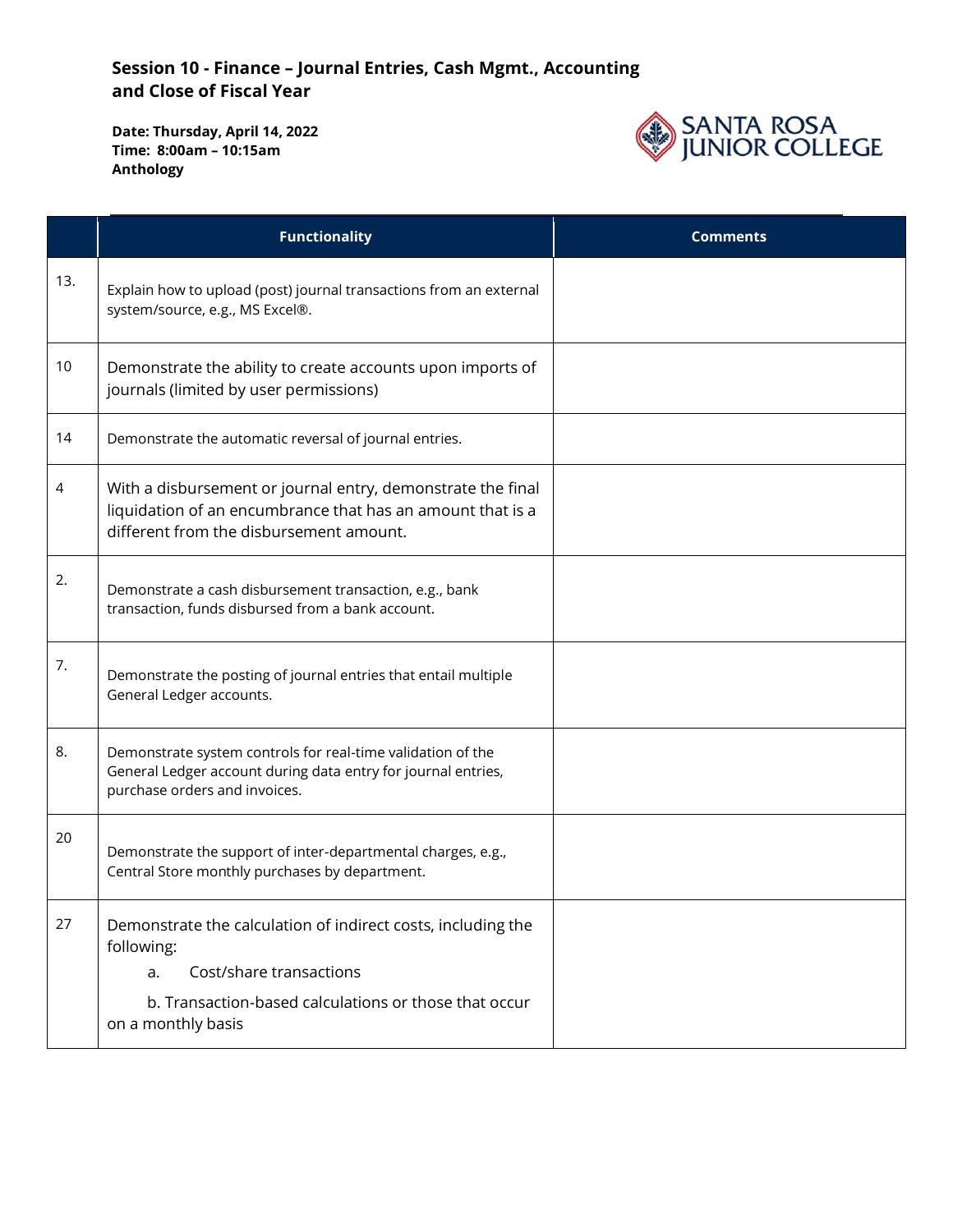## Session 10 - Finance – Journal Entries, Cash Mgmt., Accounting and Close of Fiscal Year

**Date: Thursday, April 14, 2022**
**Time: 8:00am – 10:15am**
**Anthology**

| | Functionality | Comments |
|---|---|---|
| 13. | Explain how to upload (post) journal transactions from an external system/source, e.g., MS Excel®. | |
| 10 | Demonstrate the ability to create accounts upon imports of journals (limited by user permissions) | |
| 14 | Demonstrate the automatic reversal of journal entries. | |
| 4 | With a disbursement or journal entry, demonstrate the final liquidation of an encumbrance that has an amount that is a different from the disbursement amount. | |
| 2. | Demonstrate a cash disbursement transaction, e.g., bank transaction, funds disbursed from a bank account. | |
| 7. | Demonstrate the posting of journal entries that entail multiple General Ledger accounts. | |
| 8. | Demonstrate system controls for real-time validation of the General Ledger account during data entry for journal entries, purchase orders and invoices. | |
| 20 | Demonstrate the support of inter-departmental charges, e.g., Central Store monthly purchases by department. | |
| 27 | Demonstrate the calculation of indirect costs, including the following:<br>a. Cost/share transactions<br>b. Transaction-based calculations or those that occur on a monthly basis | |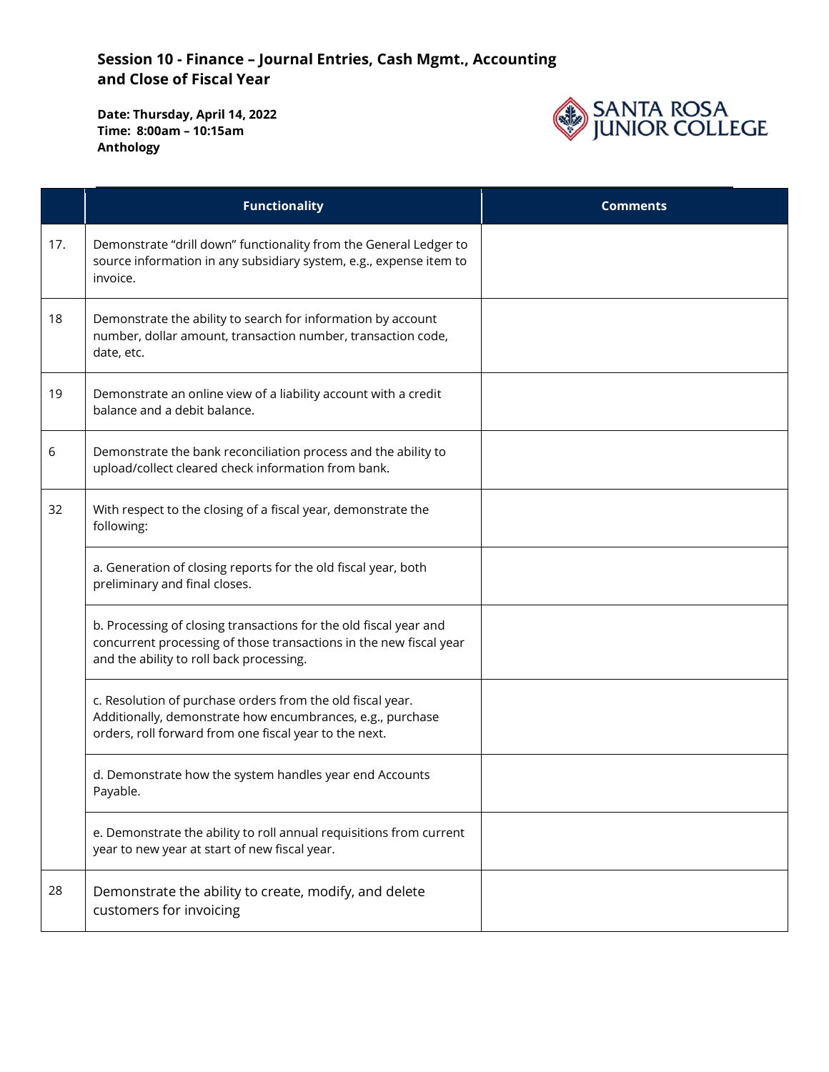## Session 10 - Finance – Journal Entries, Cash Mgmt., Accounting and Close of Fiscal Year

**Date: Thursday, April 14, 2022**
**Time: 8:00am – 10:15am**
**Anthology**

SANTA ROSA JUNIOR COLLEGE

| | Functionality | Comments |
|---|---|---|
| 17. | Demonstrate "drill down" functionality from the General Ledger to source information in any subsidiary system, e.g., expense item to invoice. | |
| 18 | Demonstrate the ability to search for information by account number, dollar amount, transaction number, transaction code, date, etc. | |
| 19 | Demonstrate an online view of a liability account with a credit balance and a debit balance. | |
| 6 | Demonstrate the bank reconciliation process and the ability to upload/collect cleared check information from bank. | |
| 32 | With respect to the closing of a fiscal year, demonstrate the following: | |
| | a. Generation of closing reports for the old fiscal year, both preliminary and final closes. | |
| | b. Processing of closing transactions for the old fiscal year and concurrent processing of those transactions in the new fiscal year and the ability to roll back processing. | |
| | c. Resolution of purchase orders from the old fiscal year. Additionally, demonstrate how encumbrances, e.g., purchase orders, roll forward from one fiscal year to the next. | |
| | d. Demonstrate how the system handles year end Accounts Payable. | |
| | e. Demonstrate the ability to roll annual requisitions from current year to new year at start of new fiscal year. | |
| 28 | Demonstrate the ability to create, modify, and delete customers for invoicing | |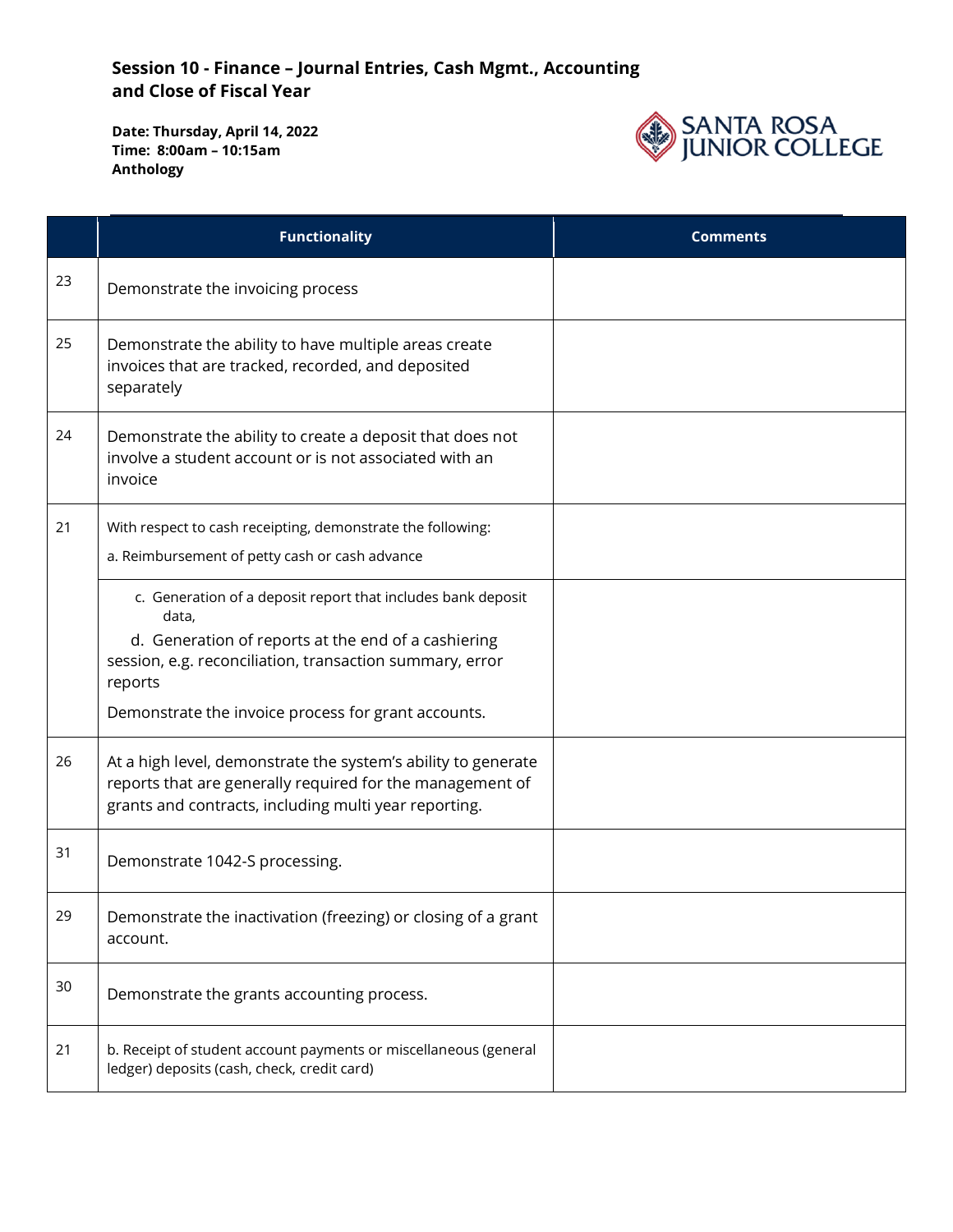## Session 10 - Finance – Journal Entries, Cash Mgmt., Accounting and Close of Fiscal Year

**Date: Thursday, April 14, 2022**
**Time: 8:00am – 10:15am**
**Anthology**

SANTA ROSA JUNIOR COLLEGE

| | Functionality | Comments |
|---|---|---|
| 23 | Demonstrate the invoicing process | |
| 25 | Demonstrate the ability to have multiple areas create invoices that are tracked, recorded, and deposited separately | |
| 24 | Demonstrate the ability to create a deposit that does not involve a student account or is not associated with an invoice | |
| 21 | With respect to cash receipting, demonstrate the following:<br>a. Reimbursement of petty cash or cash advance | |
| | c. Generation of a deposit report that includes bank deposit data,<br>d. Generation of reports at the end of a cashiering session, e.g. reconciliation, transaction summary, error reports<br>Demonstrate the invoice process for grant accounts. | |
| 26 | At a high level, demonstrate the system's ability to generate reports that are generally required for the management of grants and contracts, including multi year reporting. | |
| 31 | Demonstrate 1042-S processing. | |
| 29 | Demonstrate the inactivation (freezing) or closing of a grant account. | |
| 30 | Demonstrate the grants accounting process. | |
| 21 | b. Receipt of student account payments or miscellaneous (general ledger) deposits (cash, check, credit card) | |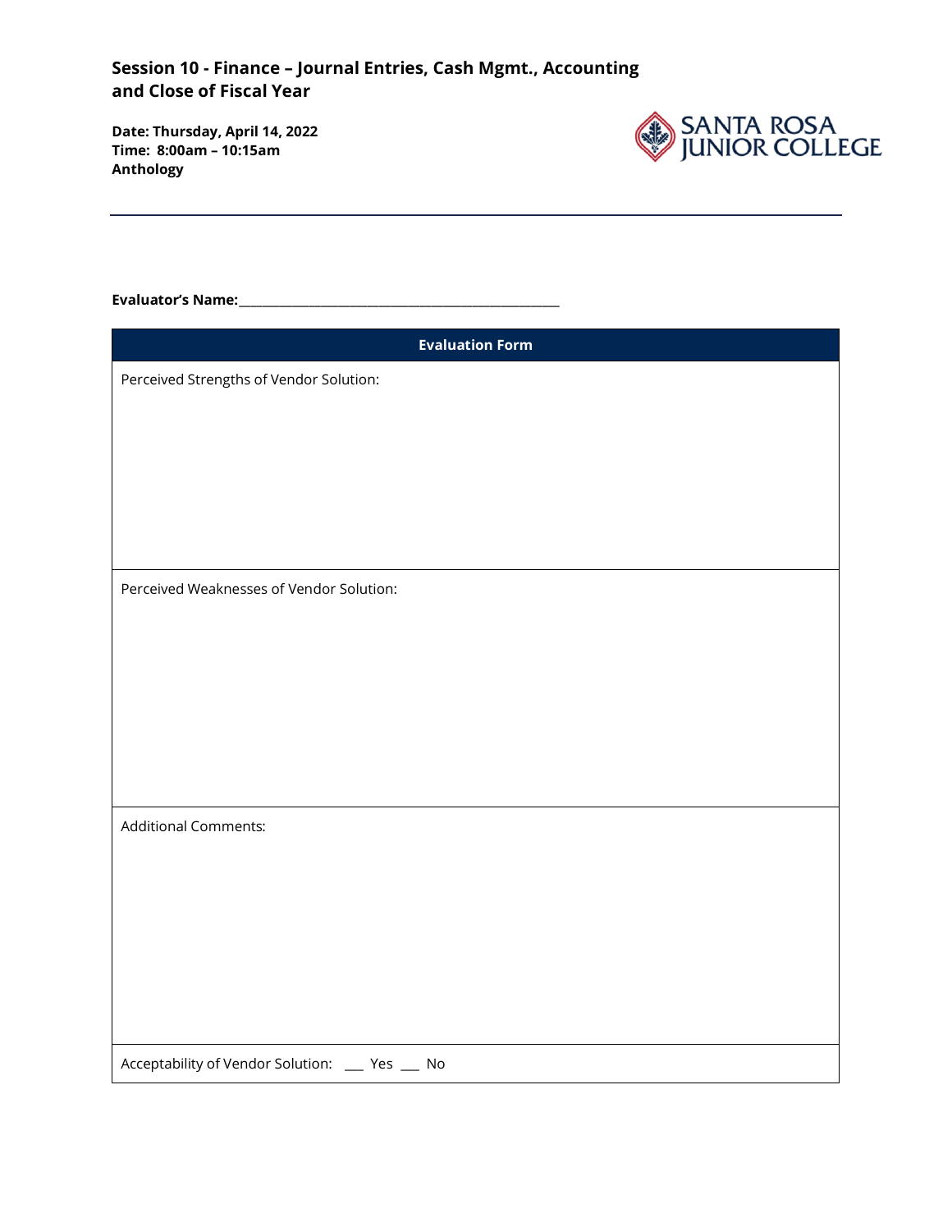**Session 10 - Finance – Journal Entries, Cash Mgmt., Accounting and Close of Fiscal Year**

**Date: Thursday, April 14, 2022**
**Time: 8:00am – 10:15am**
**Anthology**

SANTA ROSA JUNIOR COLLEGE

---

**Evaluator's Name:**______________________________________________

| Evaluation Form |
| --- |
| Perceived Strengths of Vendor Solution: |
| Perceived Weaknesses of Vendor Solution: |
| Additional Comments: |
| Acceptability of Vendor Solution: ___ Yes ___ No |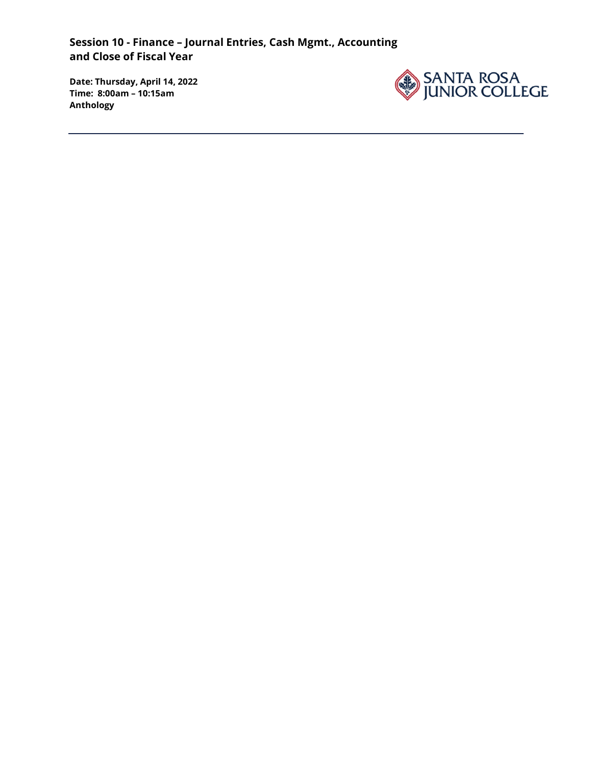**Session 10 - Finance – Journal Entries, Cash Mgmt., Accounting and Close of Fiscal Year**

**Date: Thursday, April 14, 2022**
**Time: 8:00am – 10:15am**
**Anthology**

SANTA ROSA JUNIOR COLLEGE

---